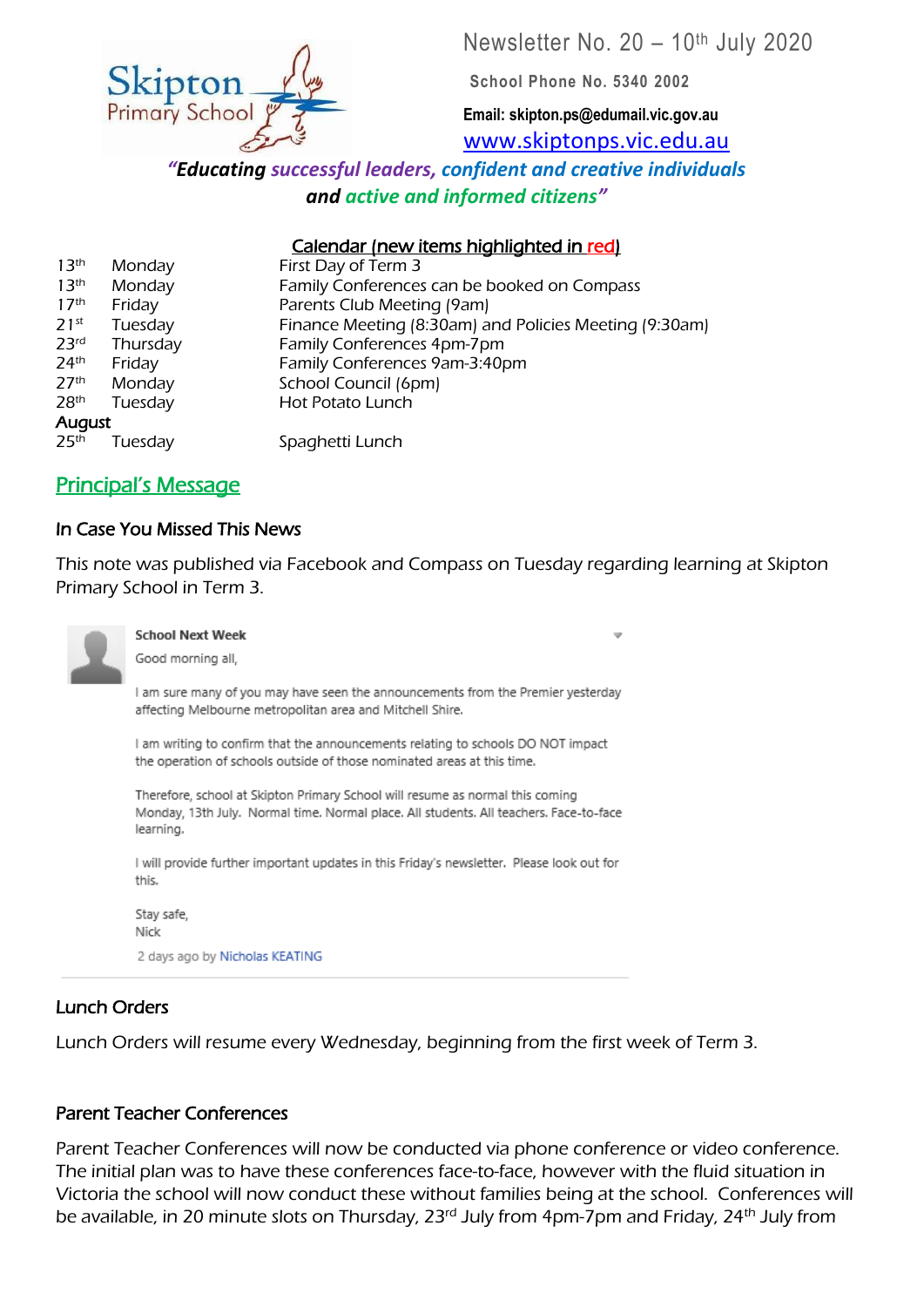Skipton Primary School

# Newsletter No. 20 – 10th July 2020

School Phone No. 5340 2002

Email: skipton.ps@edumail.vic.gov.au

www.skiptonps.vic.edu.au

***"Educating successful leaders, confident and creative individuals and active and informed citizens"***

## Calendar (new items highlighted in red)

| | | |
|---|---|---|
| 13th | Monday | First Day of Term 3 |
| 13th | Monday | Family Conferences can be booked on Compass |
| 17th | Friday | Parents Club Meeting (9am) |
| 21st | Tuesday | Finance Meeting (8:30am) and Policies Meeting (9:30am) |
| 23rd | Thursday | Family Conferences 4pm-7pm |
| 24th | Friday | Family Conferences 9am-3:40pm |
| 27th | Monday | School Council (6pm) |
| 28th | Tuesday | Hot Potato Lunch |
| **August** | | |
| 25th | Tuesday | Spaghetti Lunch |

## Principal's Message

### In Case You Missed This News

This note was published via Facebook and Compass on Tuesday regarding learning at Skipton Primary School in Term 3.

> **School Next Week**
>
> Good morning all,
>
> I am sure many of you may have seen the announcements from the Premier yesterday affecting Melbourne metropolitan area and Mitchell Shire.
>
> I am writing to confirm that the announcements relating to schools DO NOT impact the operation of schools outside of those nominated areas at this time.
>
> Therefore, school at Skipton Primary School will resume as normal this coming Monday, 13th July. Normal time. Normal place. All students. All teachers. Face-to-face learning.
>
> I will provide further important updates in this Friday's newsletter. Please look out for this.
>
> Stay safe,
> Nick
>
> 2 days ago by Nicholas KEATING

### Lunch Orders

Lunch Orders will resume every Wednesday, beginning from the first week of Term 3.

### Parent Teacher Conferences

Parent Teacher Conferences will now be conducted via phone conference or video conference. The initial plan was to have these conferences face-to-face, however with the fluid situation in Victoria the school will now conduct these without families being at the school. Conferences will be available, in 20 minute slots on Thursday, 23rd July from 4pm-7pm and Friday, 24th July from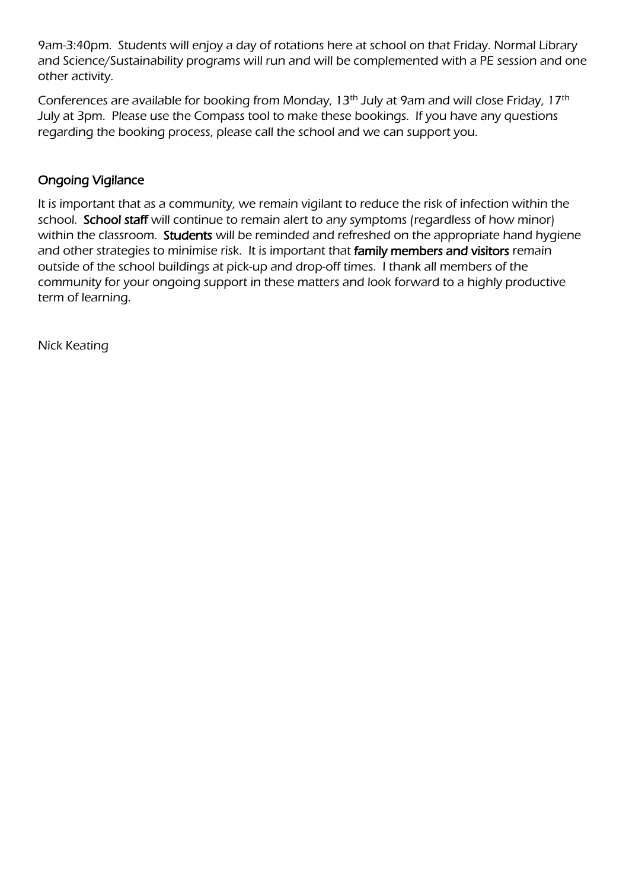9am-3:40pm. Students will enjoy a day of rotations here at school on that Friday. Normal Library and Science/Sustainability programs will run and will be complemented with a PE session and one other activity.

Conferences are available for booking from Monday, 13th July at 9am and will close Friday, 17th July at 3pm. Please use the Compass tool to make these bookings. If you have any questions regarding the booking process, please call the school and we can support you.

## Ongoing Vigilance

It is important that as a community, we remain vigilant to reduce the risk of infection within the school. **School staff** will continue to remain alert to any symptoms (regardless of how minor) within the classroom. **Students** will be reminded and refreshed on the appropriate hand hygiene and other strategies to minimise risk. It is important that **family members and visitors** remain outside of the school buildings at pick-up and drop-off times. I thank all members of the community for your ongoing support in these matters and look forward to a highly productive term of learning.

Nick Keating